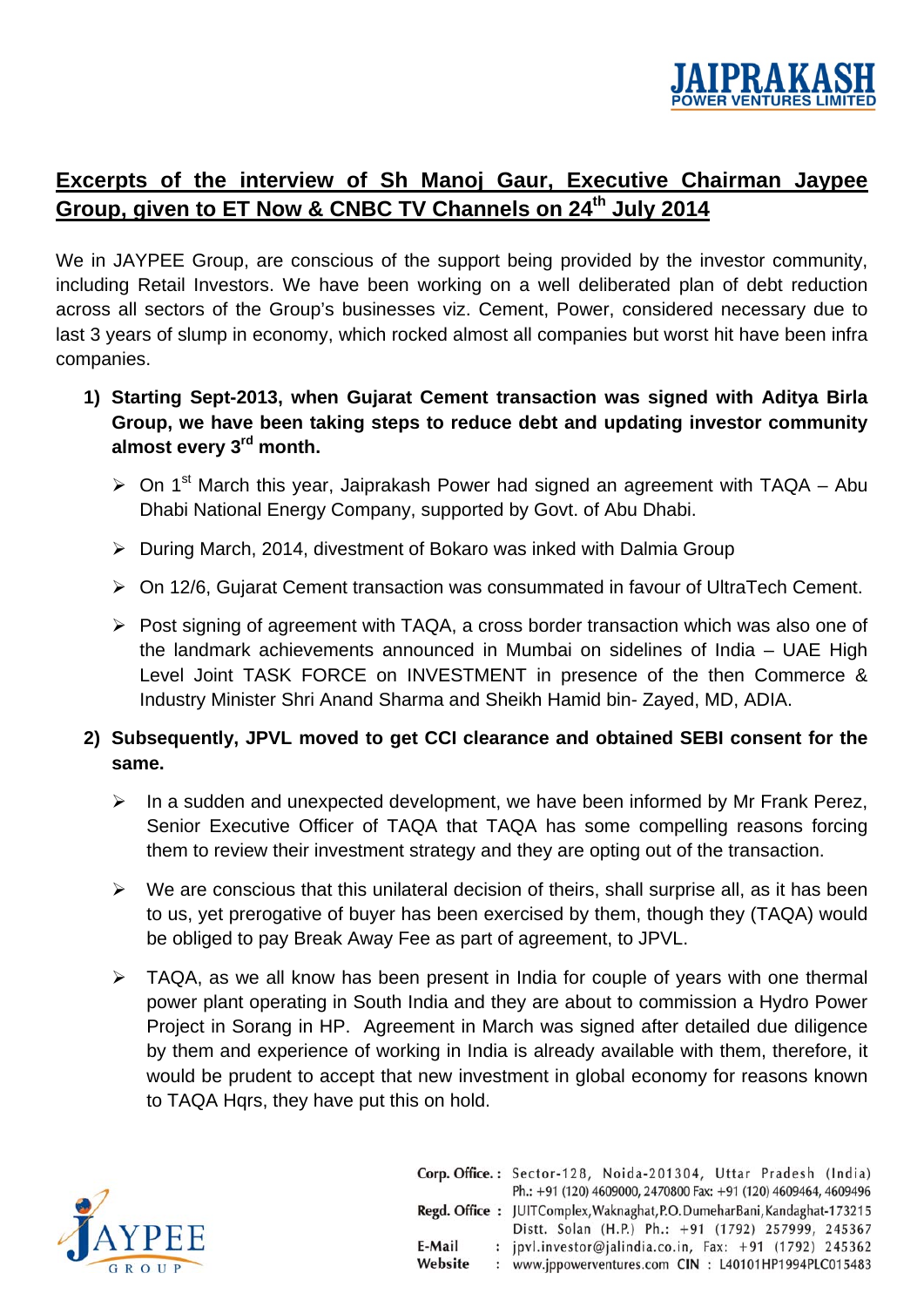## Excerpts of the interview of Sh Manoj Gaur, Executive Chairman Jaypee Group, given to ET Now & CNBC TV Channels on 24th July 2014

We in JAYPEE Group, are conscious of the support being provided by the investor community, including Retail Investors. We have been working on a well deliberated plan of debt reduction across all sectors of the Group's businesses viz. Cement, Power, considered necessary due to last 3 years of slump in economy, which rocked almost all companies but worst hit have been infra companies.

1) **Starting Sept-2013, when Gujarat Cement transaction was signed with Aditya Birla Group, we have been taking steps to reduce debt and updating investor community almost every 3rd month.**

   - On 1st March this year, Jaiprakash Power had signed an agreement with TAQA – Abu Dhabi National Energy Company, supported by Govt. of Abu Dhabi.
   - During March, 2014, divestment of Bokaro was inked with Dalmia Group
   - On 12/6, Gujarat Cement transaction was consummated in favour of UltraTech Cement.
   - Post signing of agreement with TAQA, a cross border transaction which was also one of the landmark achievements announced in Mumbai on sidelines of India – UAE High Level Joint TASK FORCE on INVESTMENT in presence of the then Commerce & Industry Minister Shri Anand Sharma and Sheikh Hamid bin- Zayed, MD, ADIA.

2) **Subsequently, JPVL moved to get CCI clearance and obtained SEBI consent for the same.**

   - In a sudden and unexpected development, we have been informed by Mr Frank Perez, Senior Executive Officer of TAQA that TAQA has some compelling reasons forcing them to review their investment strategy and they are opting out of the transaction.
   - We are conscious that this unilateral decision of theirs, shall surprise all, as it has been to us, yet prerogative of buyer has been exercised by them, though they (TAQA) would be obliged to pay Break Away Fee as part of agreement, to JPVL.
   - TAQA, as we all know has been present in India for couple of years with one thermal power plant operating in South India and they are about to commission a Hydro Power Project in Sorang in HP. Agreement in March was signed after detailed due diligence by them and experience of working in India is already available with them, therefore, it would be prudent to accept that new investment in global economy for reasons known to TAQA Hqrs, they have put this on hold.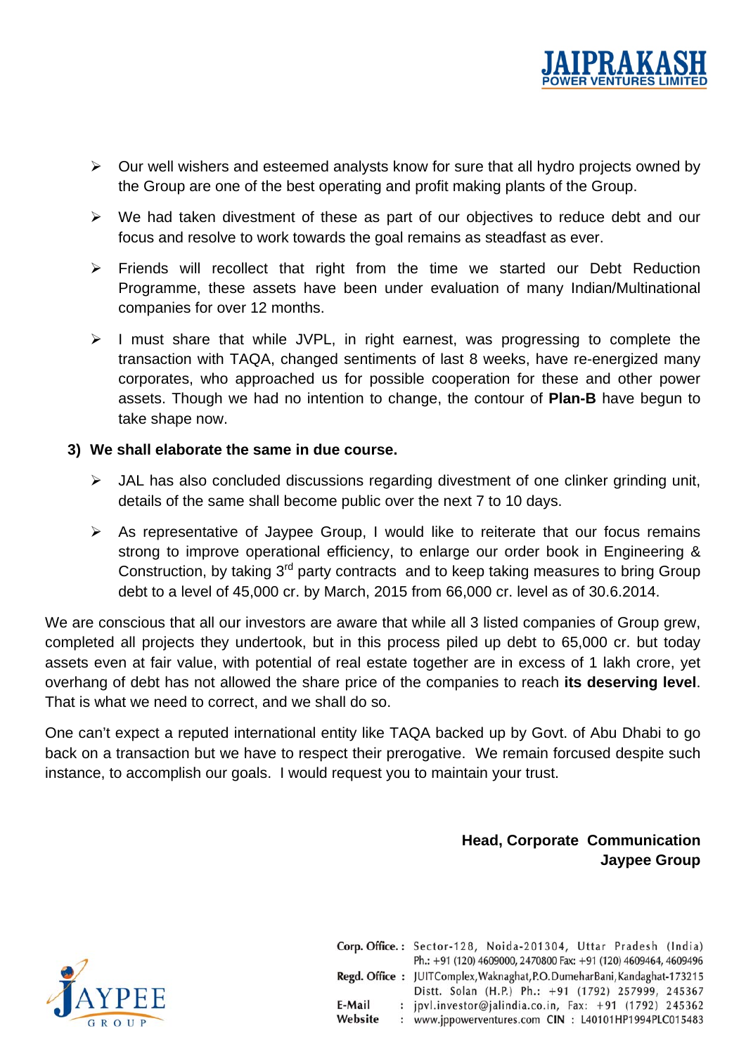- Our well wishers and esteemed analysts know for sure that all hydro projects owned by the Group are one of the best operating and profit making plants of the Group.
- We had taken divestment of these as part of our objectives to reduce debt and our focus and resolve to work towards the goal remains as steadfast as ever.
- Friends will recollect that right from the time we started our Debt Reduction Programme, these assets have been under evaluation of many Indian/Multinational companies for over 12 months.
- I must share that while JVPL, in right earnest, was progressing to complete the transaction with TAQA, changed sentiments of last 8 weeks, have re-energized many corporates, who approached us for possible cooperation for these and other power assets. Though we had no intention to change, the contour of **Plan-B** have begun to take shape now.

**3) We shall elaborate the same in due course.**

- JAL has also concluded discussions regarding divestment of one clinker grinding unit, details of the same shall become public over the next 7 to 10 days.
- As representative of Jaypee Group, I would like to reiterate that our focus remains strong to improve operational efficiency, to enlarge our order book in Engineering & Construction, by taking 3rd party contracts and to keep taking measures to bring Group debt to a level of 45,000 cr. by March, 2015 from 66,000 cr. level as of 30.6.2014.

We are conscious that all our investors are aware that while all 3 listed companies of Group grew, completed all projects they undertook, but in this process piled up debt to 65,000 cr. but today assets even at fair value, with potential of real estate together are in excess of 1 lakh crore, yet overhang of debt has not allowed the share price of the companies to reach **its deserving level**. That is what we need to correct, and we shall do so.

One can't expect a reputed international entity like TAQA backed up by Govt. of Abu Dhabi to go back on a transaction but we have to respect their prerogative. We remain forcused despite such instance, to accomplish our goals. I would request you to maintain your trust.

**Head, Corporate Communication**
**Jaypee Group**

Corp. Office. : Sector-128, Noida-201304, Uttar Pradesh (India)
Ph.: +91 (120) 4609000, 2470800 Fax: +91 (120) 4609464, 4609496
Regd. Office : JUIT Complex, Waknaghat, P.O. Dumehar Bani, Kandaghat-173215
Distt. Solan (H.P.) Ph.: +91 (1792) 257999, 245367
E-Mail : jpvl.investor@jalindia.co.in, Fax: +91 (1792) 245362
Website : www.jppowerventures.com CIN : L40101HP1994PLC015483